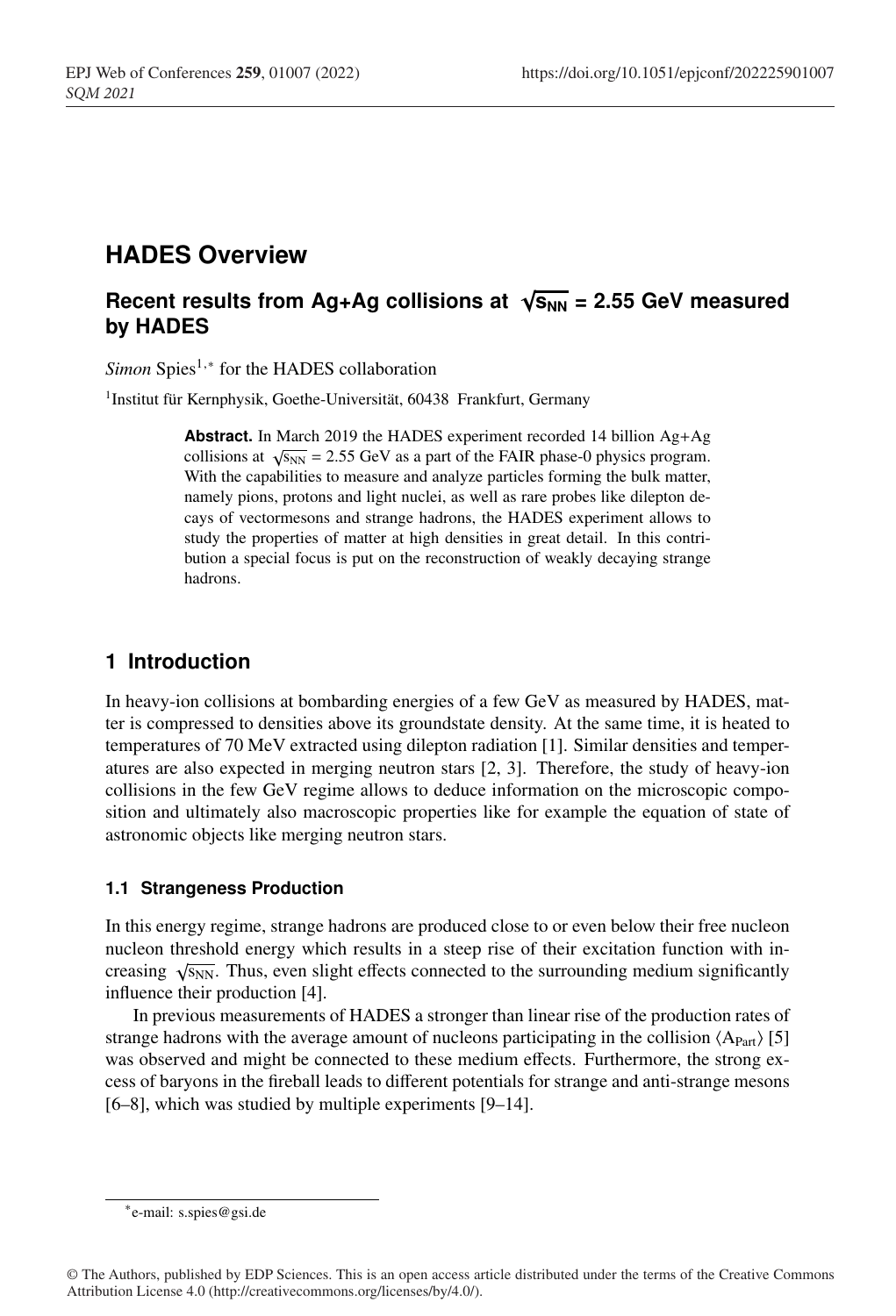# HADES Overview

## Recent results from Ag+Ag collisions at $\sqrt{s_{NN}}$ = 2.55 GeV measured by HADES

*Simon* Spies[1,*] for the HADES collaboration

[1]Institut für Kernphysik, Goethe-Universität, 60438 Frankfurt, Germany

**Abstract.** In March 2019 the HADES experiment recorded 14 billion Ag+Ag collisions at $\sqrt{s_{NN}}$ = 2.55 GeV as a part of the FAIR phase-0 physics program. With the capabilities to measure and analyze particles forming the bulk matter, namely pions, protons and light nuclei, as well as rare probes like dilepton decays of vectormesons and strange hadrons, the HADES experiment allows to study the properties of matter at high densities in great detail. In this contribution a special focus is put on the reconstruction of weakly decaying strange hadrons.

## 1 Introduction

In heavy-ion collisions at bombarding energies of a few GeV as measured by HADES, matter is compressed to densities above its groundstate density. At the same time, it is heated to temperatures of 70 MeV extracted using dilepton radiation [1]. Similar densities and temperatures are also expected in merging neutron stars [2, 3]. Therefore, the study of heavy-ion collisions in the few GeV regime allows to deduce information on the microscopic composition and ultimately also macroscopic properties like for example the equation of state of astronomic objects like merging neutron stars.

### 1.1 Strangeness Production

In this energy regime, strange hadrons are produced close to or even below their free nucleon nucleon threshold energy which results in a steep rise of their excitation function with increasing $\sqrt{s_{NN}}$. Thus, even slight effects connected to the surrounding medium significantly influence their production [4].

In previous measurements of HADES a stronger than linear rise of the production rates of strange hadrons with the average amount of nucleons participating in the collision $\langle A_{Part} \rangle$ [5] was observed and might be connected to these medium effects. Furthermore, the strong excess of baryons in the fireball leads to different potentials for strange and anti-strange mesons [6–8], which was studied by multiple experiments [9–14].

*e-mail: s.spies@gsi.de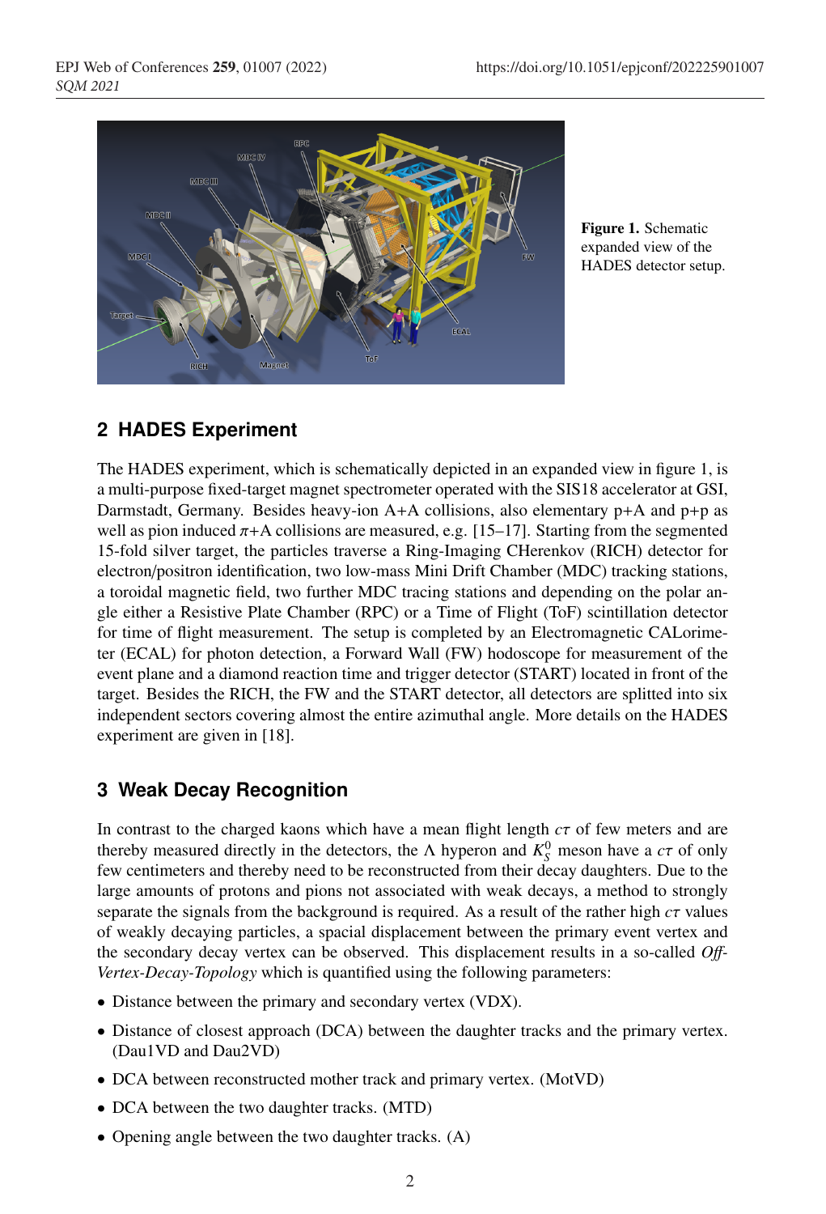Figure 1. Schematic expanded view of the HADES detector setup.

## 2 HADES Experiment

The HADES experiment, which is schematically depicted in an expanded view in figure 1, is a multi-purpose fixed-target magnet spectrometer operated with the SIS18 accelerator at GSI, Darmstadt, Germany. Besides heavy-ion A+A collisions, also elementary p+A and p+p as well as pion induced $\pi$+A collisions are measured, e.g. [15–17]. Starting from the segmented 15-fold silver target, the particles traverse a Ring-Imaging CHerenkov (RICH) detector for electron/positron identification, two low-mass Mini Drift Chamber (MDC) tracking stations, a toroidal magnetic field, two further MDC tracing stations and depending on the polar angle either a Resistive Plate Chamber (RPC) or a Time of Flight (ToF) scintillation detector for time of flight measurement. The setup is completed by an Electromagnetic CALorimeter (ECAL) for photon detection, a Forward Wall (FW) hodoscope for measurement of the event plane and a diamond reaction time and trigger detector (START) located in front of the target. Besides the RICH, the FW and the START detector, all detectors are splitted into six independent sectors covering almost the entire azimuthal angle. More details on the HADES experiment are given in [18].

## 3 Weak Decay Recognition

In contrast to the charged kaons which have a mean flight length $c\tau$ of few meters and are thereby measured directly in the detectors, the $\Lambda$ hyperon and $K^0_S$ meson have a $c\tau$ of only few centimeters and thereby need to be reconstructed from their decay daughters. Due to the large amounts of protons and pions not associated with weak decays, a method to strongly separate the signals from the background is required. As a result of the rather high $c\tau$ values of weakly decaying particles, a spacial displacement between the primary event vertex and the secondary decay vertex can be observed. This displacement results in a so-called *Off-Vertex-Decay-Topology* which is quantified using the following parameters:

- Distance between the primary and secondary vertex (VDX).
- Distance of closest approach (DCA) between the daughter tracks and the primary vertex. (Dau1VD and Dau2VD)
- DCA between reconstructed mother track and primary vertex. (MotVD)
- DCA between the two daughter tracks. (MTD)
- Opening angle between the two daughter tracks. (A)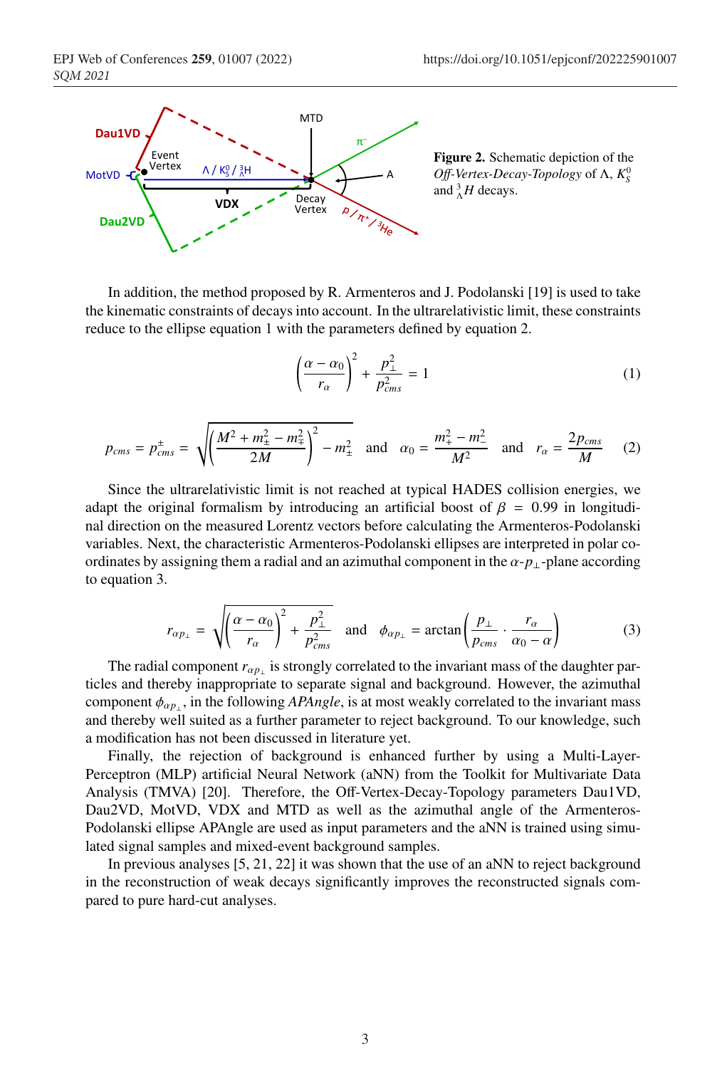**Figure 2.** Schematic depiction of the *Off-Vertex-Decay-Topology* of $\Lambda$, $K_S^0$ and ${}^3_\Lambda H$ decays.

In addition, the method proposed by R. Armenteros and J. Podolanski [19] is used to take the kinematic constraints of decays into account. In the ultrarelativistic limit, these constraints reduce to the ellipse equation 1 with the parameters defined by equation 2.

$$\left(\frac{\alpha - \alpha_0}{r_\alpha}\right)^2 + \frac{p_\perp^2}{p_{cms}^2} = 1 \tag{1}$$

$$p_{cms} = p_{cms}^{\pm} = \sqrt{\left(\frac{M^2 + m_\pm^2 - m_\mp^2}{2M}\right)^2 - m_\pm^2} \quad \text{and} \quad \alpha_0 = \frac{m_+^2 - m_-^2}{M^2} \quad \text{and} \quad r_\alpha = \frac{2p_{cms}}{M} \tag{2}$$

Since the ultrarelativistic limit is not reached at typical HADES collision energies, we adapt the original formalism by introducing an artificial boost of $\beta = 0.99$ in longitudinal direction on the measured Lorentz vectors before calculating the Armenteros-Podolanski variables. Next, the characteristic Armenteros-Podolanski ellipses are interpreted in polar coordinates by assigning them a radial and an azimuthal component in the $\alpha$-$p_\perp$-plane according to equation 3.

$$r_{\alpha p_\perp} = \sqrt{\left(\frac{\alpha - \alpha_0}{r_\alpha}\right)^2 + \frac{p_\perp^2}{p_{cms}^2}} \quad \text{and} \quad \phi_{\alpha p_\perp} = \arctan\left(\frac{p_\perp}{p_{cms}} \cdot \frac{r_\alpha}{\alpha_0 - \alpha}\right) \tag{3}$$

The radial component $r_{\alpha p_\perp}$ is strongly correlated to the invariant mass of the daughter particles and thereby inappropriate to separate signal and background. However, the azimuthal component $\phi_{\alpha p_\perp}$, in the following *APAngle*, is at most weakly correlated to the invariant mass and thereby well suited as a further parameter to reject background. To our knowledge, such a modification has not been discussed in literature yet.

Finally, the rejection of background is enhanced further by using a Multi-Layer-Perceptron (MLP) artificial Neural Network (aNN) from the Toolkit for Multivariate Data Analysis (TMVA) [20]. Therefore, the Off-Vertex-Decay-Topology parameters Dau1VD, Dau2VD, MotVD, VDX and MTD as well as the azimuthal angle of the Armenteros-Podolanski ellipse APAngle are used as input parameters and the aNN is trained using simulated signal samples and mixed-event background samples.

In previous analyses [5, 21, 22] it was shown that the use of an aNN to reject background in the reconstruction of weak decays significantly improves the reconstructed signals compared to pure hard-cut analyses.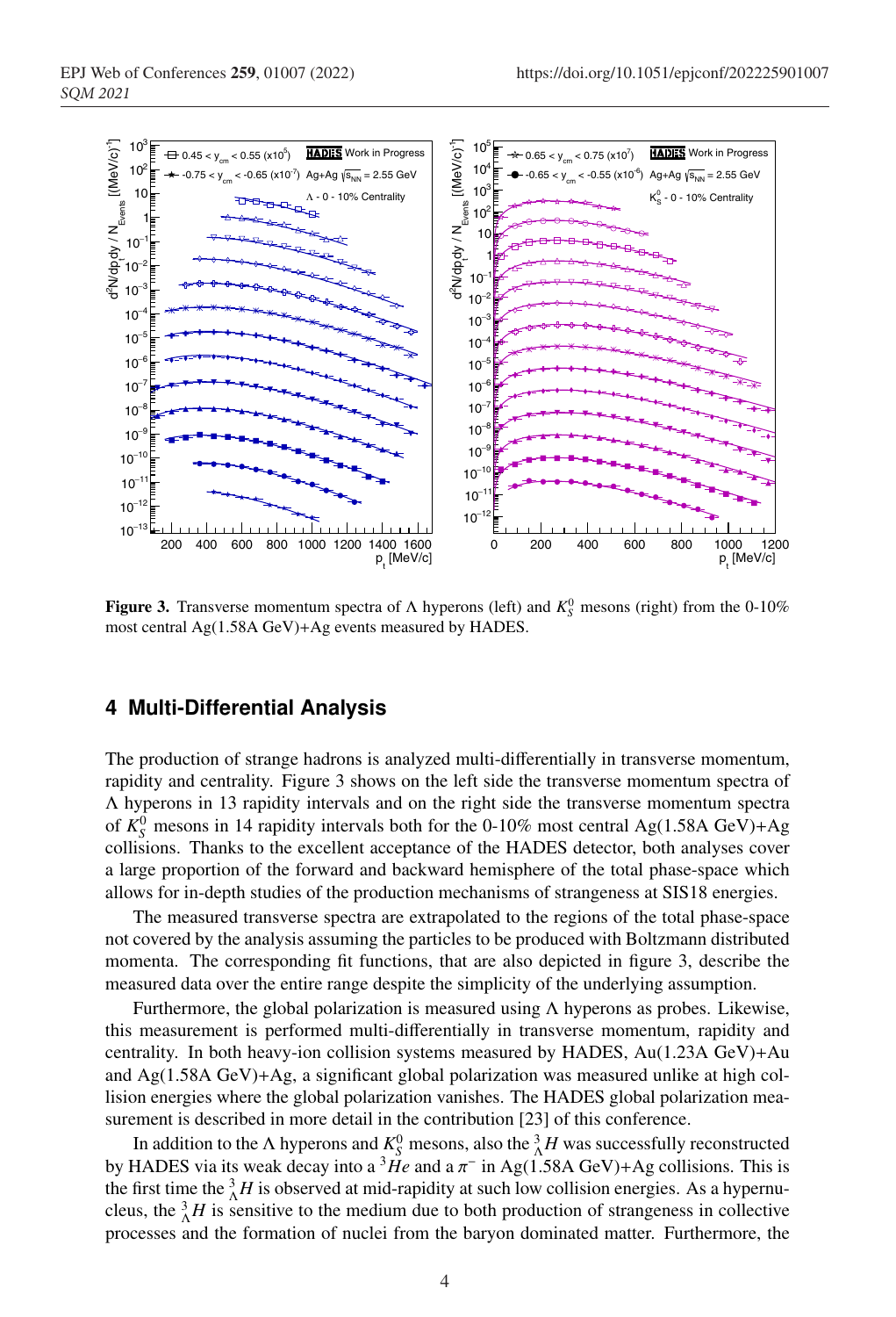**Figure 3.** Transverse momentum spectra of $\Lambda$ hyperons (left) and $K^0_S$ mesons (right) from the 0-10% most central Ag(1.58A GeV)+Ag events measured by HADES.

## 4 Multi-Differential Analysis

The production of strange hadrons is analyzed multi-differentially in transverse momentum, rapidity and centrality. Figure 3 shows on the left side the transverse momentum spectra of $\Lambda$ hyperons in 13 rapidity intervals and on the right side the transverse momentum spectra of $K^0_S$ mesons in 14 rapidity intervals both for the 0-10% most central Ag(1.58A GeV)+Ag collisions. Thanks to the excellent acceptance of the HADES detector, both analyses cover a large proportion of the forward and backward hemisphere of the total phase-space which allows for in-depth studies of the production mechanisms of strangeness at SIS18 energies.

The measured transverse spectra are extrapolated to the regions of the total phase-space not covered by the analysis assuming the particles to be produced with Boltzmann distributed momenta. The corresponding fit functions, that are also depicted in figure 3, describe the measured data over the entire range despite the simplicity of the underlying assumption.

Furthermore, the global polarization is measured using $\Lambda$ hyperons as probes. Likewise, this measurement is performed multi-differentially in transverse momentum, rapidity and centrality. In both heavy-ion collision systems measured by HADES, Au(1.23A GeV)+Au and Ag(1.58A GeV)+Ag, a significant global polarization was measured unlike at high collision energies where the global polarization vanishes. The HADES global polarization measurement is described in more detail in the contribution [23] of this conference.

In addition to the $\Lambda$ hyperons and $K^0_S$ mesons, also the ${}^3_\Lambda H$ was successfully reconstructed by HADES via its weak decay into a ${}^3He$ and a $\pi^-$ in Ag(1.58A GeV)+Ag collisions. This is the first time the ${}^3_\Lambda H$ is observed at mid-rapidity at such low collision energies. As a hypernucleus, the ${}^3_\Lambda H$ is sensitive to the medium due to both production of strangeness in collective processes and the formation of nuclei from the baryon dominated matter. Furthermore, the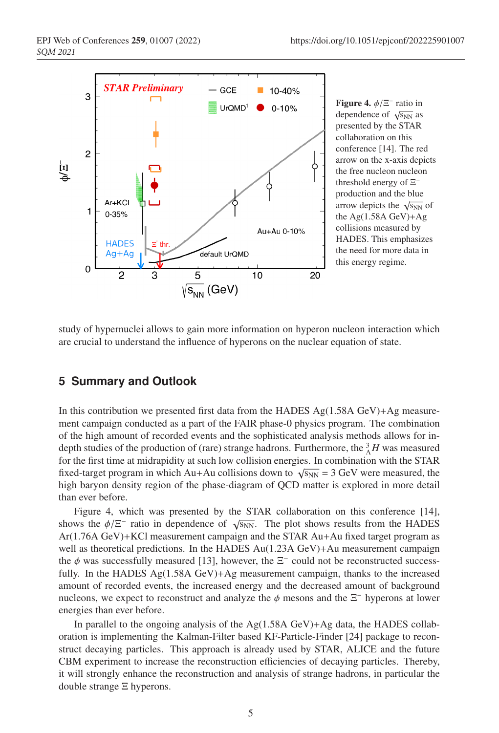**Figure 4.** $\phi/\Xi^-$ ratio in dependence of $\sqrt{s_{NN}}$ as presented by the STAR collaboration on this conference [14]. The red arrow on the x-axis depicts the free nucleon nucleon threshold energy of $\Xi^-$ production and the blue arrow depicts the $\sqrt{s_{NN}}$ of the Ag(1.58A GeV)+Ag collisions measured by HADES. This emphasizes the need for more data in this energy regime.

study of hypernuclei allows to gain more information on hyperon nucleon interaction which are crucial to understand the influence of hyperons on the nuclear equation of state.

## 5 Summary and Outlook

In this contribution we presented first data from the HADES Ag(1.58A GeV)+Ag measurement campaign conducted as a part of the FAIR phase-0 physics program. The combination of the high amount of recorded events and the sophisticated analysis methods allows for in-depth studies of the production of (rare) strange hadrons. Furthermore, the $^{3}_{\Lambda}H$ was measured for the first time at midrapidity at such low collision energies. In combination with the STAR fixed-target program in which Au+Au collisions down to $\sqrt{s_{NN}} = 3$ GeV were measured, the high baryon density region of the phase-diagram of QCD matter is explored in more detail than ever before.

Figure 4, which was presented by the STAR collaboration on this conference [14], shows the $\phi/\Xi^-$ ratio in dependence of $\sqrt{s_{NN}}$. The plot shows results from the HADES Ar(1.76A GeV)+KCl measurement campaign and the STAR Au+Au fixed target program as well as theoretical predictions. In the HADES Au(1.23A GeV)+Au measurement campaign the $\phi$ was successfully measured [13], however, the $\Xi^-$ could not be reconstructed successfully. In the HADES Ag(1.58A GeV)+Ag measurement campaign, thanks to the increased amount of recorded events, the increased energy and the decreased amount of background nucleons, we expect to reconstruct and analyze the $\phi$ mesons and the $\Xi^-$ hyperons at lower energies than ever before.

In parallel to the ongoing analysis of the Ag(1.58A GeV)+Ag data, the HADES collaboration is implementing the Kalman-Filter based KF-Particle-Finder [24] package to reconstruct decaying particles. This approach is already used by STAR, ALICE and the future CBM experiment to increase the reconstruction efficiencies of decaying particles. Thereby, it will strongly enhance the reconstruction and analysis of strange hadrons, in particular the double strange $\Xi$ hyperons.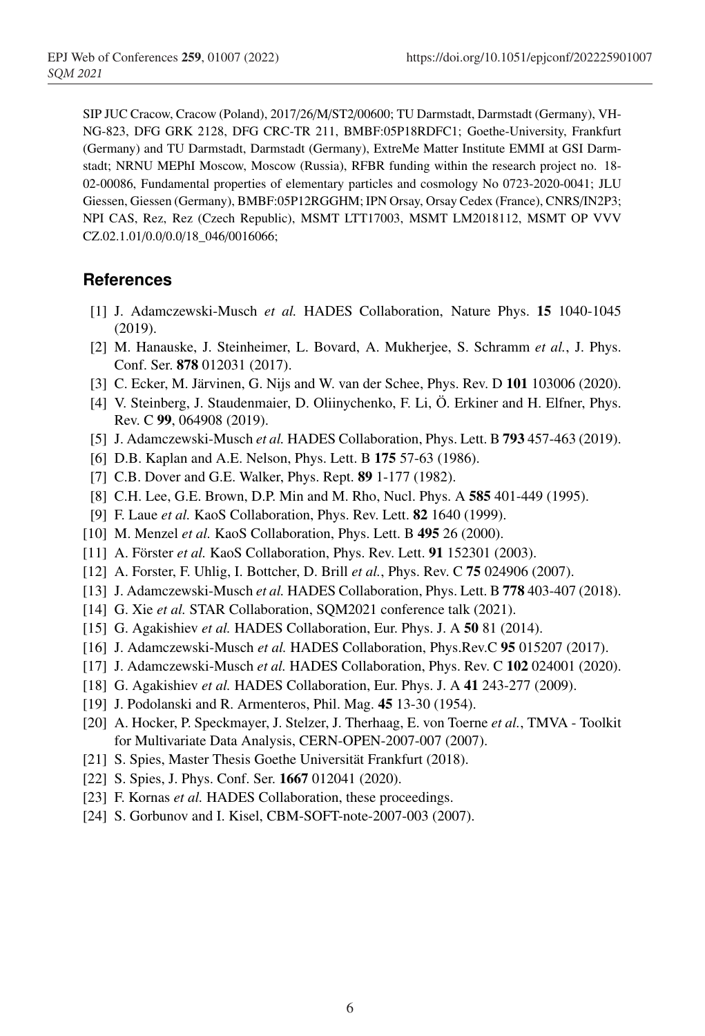SIP JUC Cracow, Cracow (Poland), 2017/26/M/ST2/00600; TU Darmstadt, Darmstadt (Germany), VH-NG-823, DFG GRK 2128, DFG CRC-TR 211, BMBF:05P18RDFC1; Goethe-University, Frankfurt (Germany) and TU Darmstadt, Darmstadt (Germany), ExtreMe Matter Institute EMMI at GSI Darmstadt; NRNU MEPhI Moscow, Moscow (Russia), RFBR funding within the research project no. 18-02-00086, Fundamental properties of elementary particles and cosmology No 0723-2020-0041; JLU Giessen, Giessen (Germany), BMBF:05P12RGGHM; IPN Orsay, Orsay Cedex (France), CNRS/IN2P3; NPI CAS, Rez, Rez (Czech Republic), MSMT LTT17003, MSMT LM2018112, MSMT OP VVV CZ.02.1.01/0.0/0.0/18_046/0016066;

## References

[1] J. Adamczewski-Musch *et al.* HADES Collaboration, Nature Phys. **15** 1040-1045 (2019).

[2] M. Hanauske, J. Steinheimer, L. Bovard, A. Mukherjee, S. Schramm *et al.*, J. Phys. Conf. Ser. **878** 012031 (2017).

[3] C. Ecker, M. Järvinen, G. Nijs and W. van der Schee, Phys. Rev. D **101** 103006 (2020).

[4] V. Steinberg, J. Staudenmaier, D. Oliinychenko, F. Li, Ö. Erkiner and H. Elfner, Phys. Rev. C **99**, 064908 (2019).

[5] J. Adamczewski-Musch *et al.* HADES Collaboration, Phys. Lett. B **793** 457-463 (2019).

[6] D.B. Kaplan and A.E. Nelson, Phys. Lett. B **175** 57-63 (1986).

[7] C.B. Dover and G.E. Walker, Phys. Rept. **89** 1-177 (1982).

[8] C.H. Lee, G.E. Brown, D.P. Min and M. Rho, Nucl. Phys. A **585** 401-449 (1995).

[9] F. Laue *et al.* KaoS Collaboration, Phys. Rev. Lett. **82** 1640 (1999).

[10] M. Menzel *et al.* KaoS Collaboration, Phys. Lett. B **495** 26 (2000).

[11] A. Förster *et al.* KaoS Collaboration, Phys. Rev. Lett. **91** 152301 (2003).

[12] A. Forster, F. Uhlig, I. Bottcher, D. Brill *et al.*, Phys. Rev. C **75** 024906 (2007).

[13] J. Adamczewski-Musch *et al.* HADES Collaboration, Phys. Lett. B **778** 403-407 (2018).

[14] G. Xie *et al.* STAR Collaboration, SQM2021 conference talk (2021).

[15] G. Agakishiev *et al.* HADES Collaboration, Eur. Phys. J. A **50** 81 (2014).

[16] J. Adamczewski-Musch *et al.* HADES Collaboration, Phys.Rev.C **95** 015207 (2017).

[17] J. Adamczewski-Musch *et al.* HADES Collaboration, Phys. Rev. C **102** 024001 (2020).

[18] G. Agakishiev *et al.* HADES Collaboration, Eur. Phys. J. A **41** 243-277 (2009).

[19] J. Podolanski and R. Armenteros, Phil. Mag. **45** 13-30 (1954).

[20] A. Hocker, P. Speckmayer, J. Stelzer, J. Therhaag, E. von Toerne *et al.*, TMVA - Toolkit for Multivariate Data Analysis, CERN-OPEN-2007-007 (2007).

[21] S. Spies, Master Thesis Goethe Universität Frankfurt (2018).

[22] S. Spies, J. Phys. Conf. Ser. **1667** 012041 (2020).

[23] F. Kornas *et al.* HADES Collaboration, these proceedings.

[24] S. Gorbunov and I. Kisel, CBM-SOFT-note-2007-003 (2007).